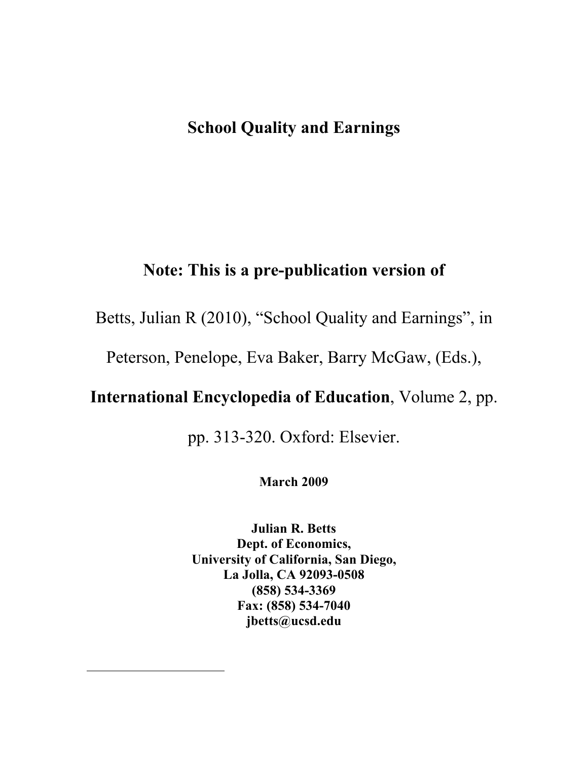# School Quality and Earnings

**Note: This is a pre-publication version of**

Betts, Julian R (2010), "School Quality and Earnings", in

Peterson, Penelope, Eva Baker, Barry McGaw, (Eds.),

**International Encyclopedia of Education**, Volume 2, pp.

pp. 313-320. Oxford: Elsevier.

**March 2009**

**Julian R. Betts**
**Dept. of Economics,**
**University of California, San Diego,**
**La Jolla, CA 92093-0508**
**(858) 534-3369**
**Fax: (858) 534-7040**
**jbetts@ucsd.edu**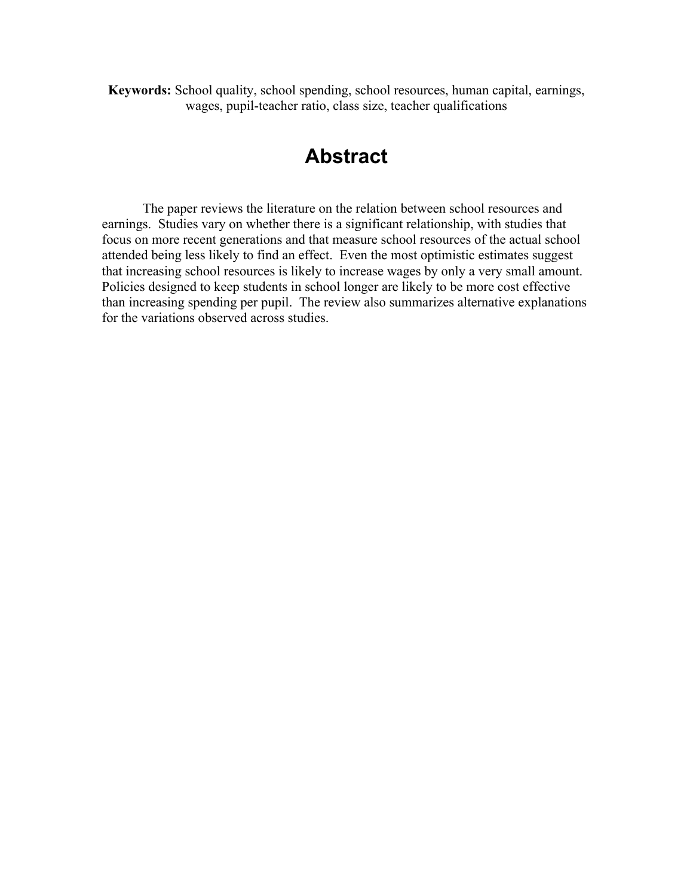**Keywords:** School quality, school spending, school resources, human capital, earnings, wages, pupil-teacher ratio, class size, teacher qualifications

# Abstract

The paper reviews the literature on the relation between school resources and earnings. Studies vary on whether there is a significant relationship, with studies that focus on more recent generations and that measure school resources of the actual school attended being less likely to find an effect. Even the most optimistic estimates suggest that increasing school resources is likely to increase wages by only a very small amount. Policies designed to keep students in school longer are likely to be more cost effective than increasing spending per pupil. The review also summarizes alternative explanations for the variations observed across studies.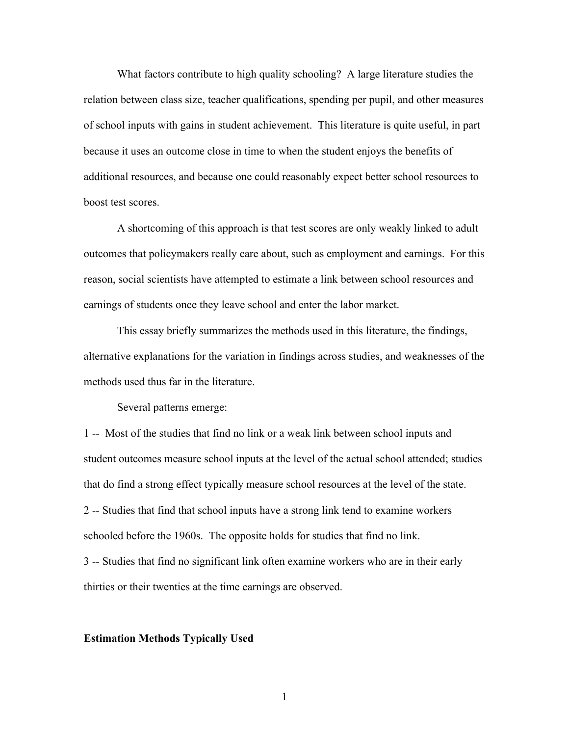What factors contribute to high quality schooling? A large literature studies the relation between class size, teacher qualifications, spending per pupil, and other measures of school inputs with gains in student achievement. This literature is quite useful, in part because it uses an outcome close in time to when the student enjoys the benefits of additional resources, and because one could reasonably expect better school resources to boost test scores.

A shortcoming of this approach is that test scores are only weakly linked to adult outcomes that policymakers really care about, such as employment and earnings. For this reason, social scientists have attempted to estimate a link between school resources and earnings of students once they leave school and enter the labor market.

This essay briefly summarizes the methods used in this literature, the findings, alternative explanations for the variation in findings across studies, and weaknesses of the methods used thus far in the literature.

Several patterns emerge:

1 -- Most of the studies that find no link or a weak link between school inputs and student outcomes measure school inputs at the level of the actual school attended; studies that do find a strong effect typically measure school resources at the level of the state.

2 -- Studies that find that school inputs have a strong link tend to examine workers schooled before the 1960s. The opposite holds for studies that find no link.

3 -- Studies that find no significant link often examine workers who are in their early thirties or their twenties at the time earnings are observed.

**Estimation Methods Typically Used**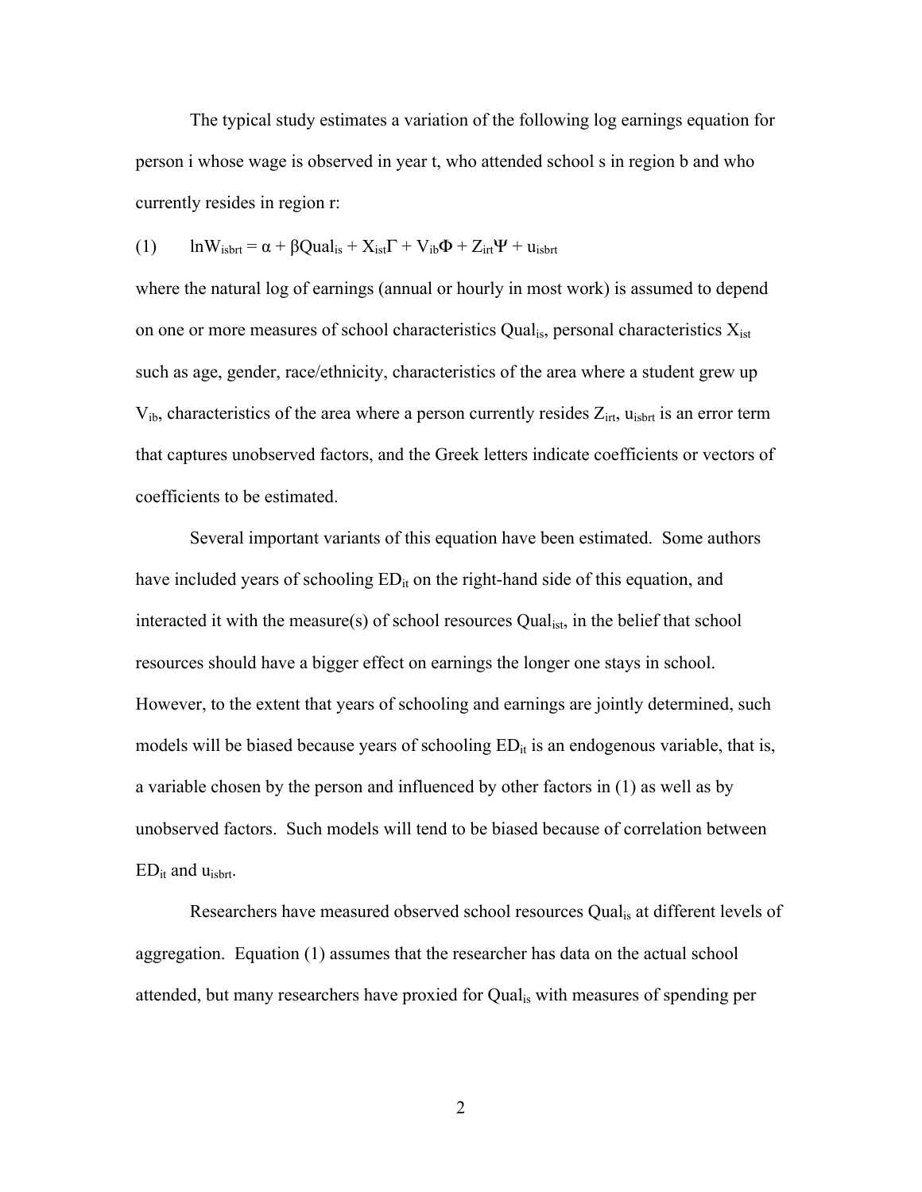The typical study estimates a variation of the following log earnings equation for person i whose wage is observed in year t, who attended school s in region b and who currently resides in region r:

$$(1) \qquad \ln W_{isbrt} = \alpha + \beta Qual_{is} + X_{ist}\Gamma + V_{ib}\Phi + Z_{irt}\Psi + u_{isbrt}$$

where the natural log of earnings (annual or hourly in most work) is assumed to depend on one or more measures of school characteristics $Qual_{is}$, personal characteristics $X_{ist}$ such as age, gender, race/ethnicity, characteristics of the area where a student grew up $V_{ib}$, characteristics of the area where a person currently resides $Z_{irt}$, $u_{isbrt}$ is an error term that captures unobserved factors, and the Greek letters indicate coefficients or vectors of coefficients to be estimated.

Several important variants of this equation have been estimated. Some authors have included years of schooling $ED_{it}$ on the right-hand side of this equation, and interacted it with the measure(s) of school resources $Qual_{ist}$, in the belief that school resources should have a bigger effect on earnings the longer one stays in school. However, to the extent that years of schooling and earnings are jointly determined, such models will be biased because years of schooling $ED_{it}$ is an endogenous variable, that is, a variable chosen by the person and influenced by other factors in (1) as well as by unobserved factors. Such models will tend to be biased because of correlation between $ED_{it}$ and $u_{isbrt}$.

Researchers have measured observed school resources $Qual_{is}$ at different levels of aggregation. Equation (1) assumes that the researcher has data on the actual school attended, but many researchers have proxied for $Qual_{is}$ with measures of spending per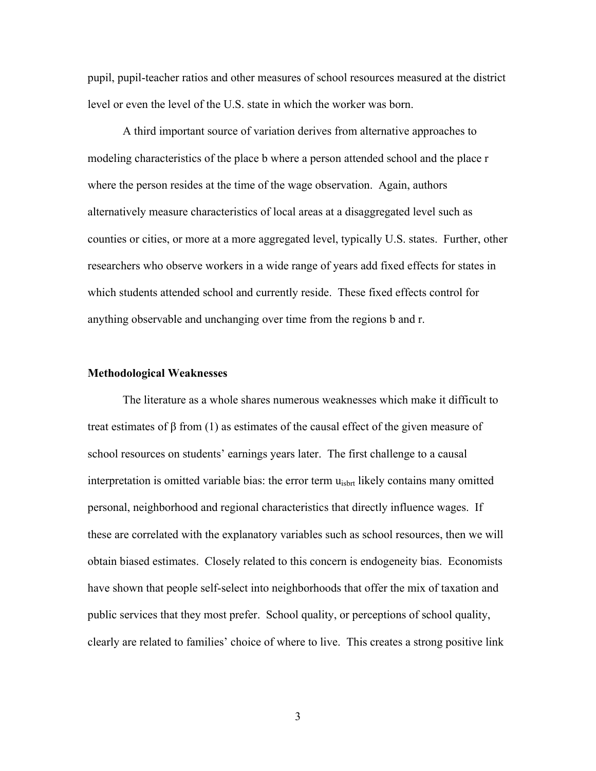pupil, pupil-teacher ratios and other measures of school resources measured at the district level or even the level of the U.S. state in which the worker was born.

A third important source of variation derives from alternative approaches to modeling characteristics of the place b where a person attended school and the place r where the person resides at the time of the wage observation. Again, authors alternatively measure characteristics of local areas at a disaggregated level such as counties or cities, or more at a more aggregated level, typically U.S. states. Further, other researchers who observe workers in a wide range of years add fixed effects for states in which students attended school and currently reside. These fixed effects control for anything observable and unchanging over time from the regions b and r.

**Methodological Weaknesses**

The literature as a whole shares numerous weaknesses which make it difficult to treat estimates of β from (1) as estimates of the causal effect of the given measure of school resources on students' earnings years later. The first challenge to a causal interpretation is omitted variable bias: the error term $u_{isbrt}$ likely contains many omitted personal, neighborhood and regional characteristics that directly influence wages. If these are correlated with the explanatory variables such as school resources, then we will obtain biased estimates. Closely related to this concern is endogeneity bias. Economists have shown that people self-select into neighborhoods that offer the mix of taxation and public services that they most prefer. School quality, or perceptions of school quality, clearly are related to families' choice of where to live. This creates a strong positive link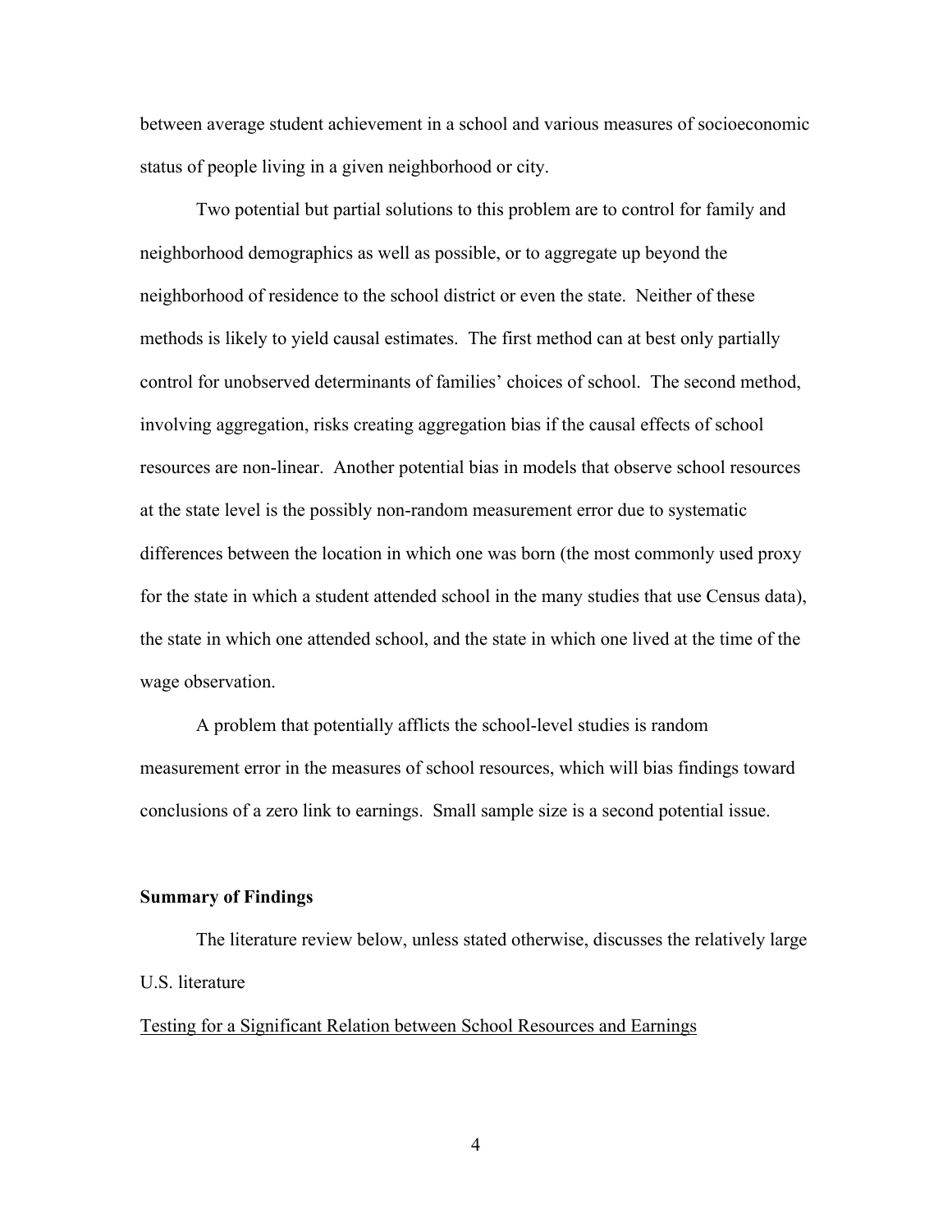between average student achievement in a school and various measures of socioeconomic status of people living in a given neighborhood or city.

Two potential but partial solutions to this problem are to control for family and neighborhood demographics as well as possible, or to aggregate up beyond the neighborhood of residence to the school district or even the state. Neither of these methods is likely to yield causal estimates. The first method can at best only partially control for unobserved determinants of families' choices of school. The second method, involving aggregation, risks creating aggregation bias if the causal effects of school resources are non-linear. Another potential bias in models that observe school resources at the state level is the possibly non-random measurement error due to systematic differences between the location in which one was born (the most commonly used proxy for the state in which a student attended school in the many studies that use Census data), the state in which one attended school, and the state in which one lived at the time of the wage observation.

A problem that potentially afflicts the school-level studies is random measurement error in the measures of school resources, which will bias findings toward conclusions of a zero link to earnings. Small sample size is a second potential issue.

**Summary of Findings**

The literature review below, unless stated otherwise, discusses the relatively large U.S. literature

Testing for a Significant Relation between School Resources and Earnings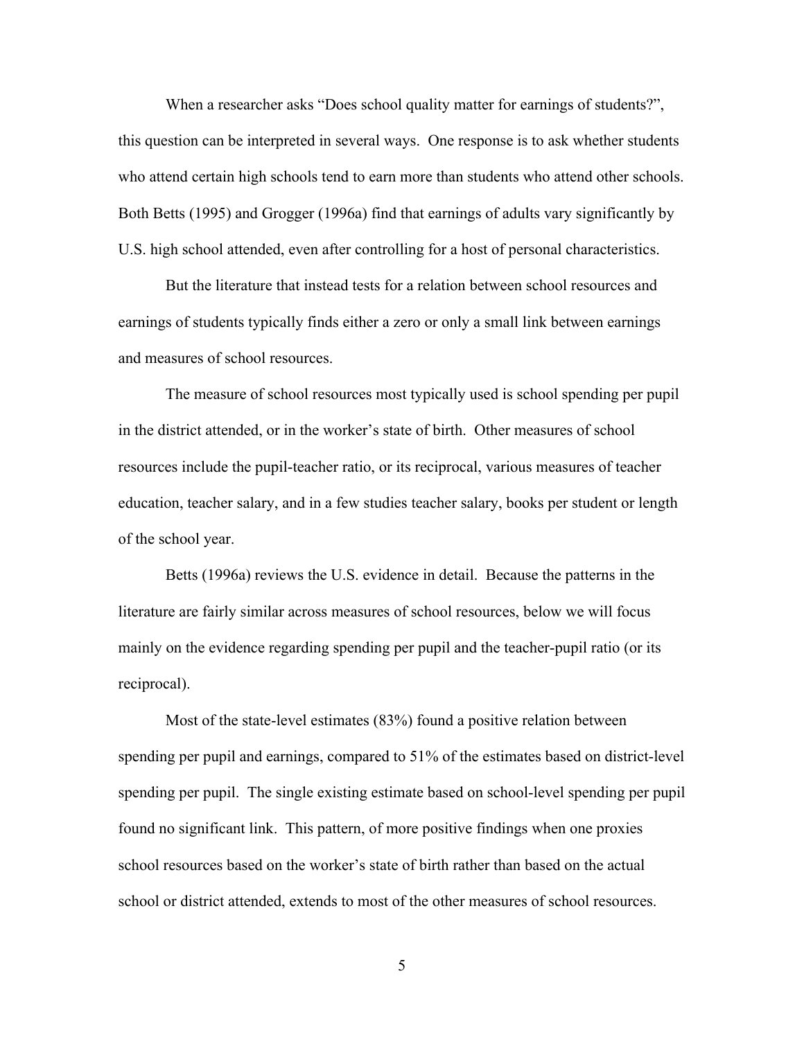When a researcher asks "Does school quality matter for earnings of students?", this question can be interpreted in several ways. One response is to ask whether students who attend certain high schools tend to earn more than students who attend other schools. Both Betts (1995) and Grogger (1996a) find that earnings of adults vary significantly by U.S. high school attended, even after controlling for a host of personal characteristics.

But the literature that instead tests for a relation between school resources and earnings of students typically finds either a zero or only a small link between earnings and measures of school resources.

The measure of school resources most typically used is school spending per pupil in the district attended, or in the worker's state of birth. Other measures of school resources include the pupil-teacher ratio, or its reciprocal, various measures of teacher education, teacher salary, and in a few studies teacher salary, books per student or length of the school year.

Betts (1996a) reviews the U.S. evidence in detail. Because the patterns in the literature are fairly similar across measures of school resources, below we will focus mainly on the evidence regarding spending per pupil and the teacher-pupil ratio (or its reciprocal).

Most of the state-level estimates (83%) found a positive relation between spending per pupil and earnings, compared to 51% of the estimates based on district-level spending per pupil. The single existing estimate based on school-level spending per pupil found no significant link. This pattern, of more positive findings when one proxies school resources based on the worker's state of birth rather than based on the actual school or district attended, extends to most of the other measures of school resources.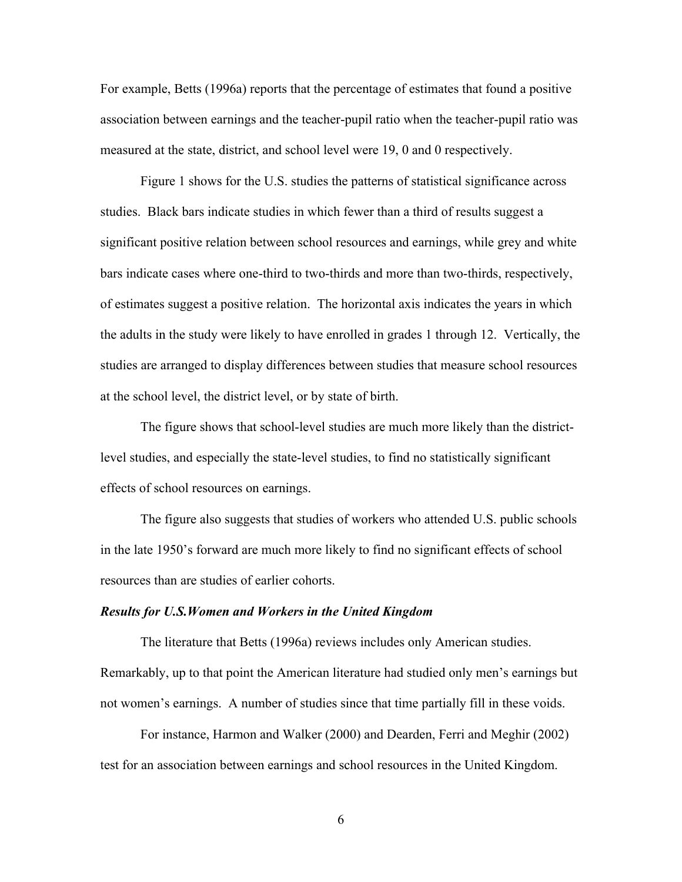For example, Betts (1996a) reports that the percentage of estimates that found a positive association between earnings and the teacher-pupil ratio when the teacher-pupil ratio was measured at the state, district, and school level were 19, 0 and 0 respectively.

Figure 1 shows for the U.S. studies the patterns of statistical significance across studies. Black bars indicate studies in which fewer than a third of results suggest a significant positive relation between school resources and earnings, while grey and white bars indicate cases where one-third to two-thirds and more than two-thirds, respectively, of estimates suggest a positive relation. The horizontal axis indicates the years in which the adults in the study were likely to have enrolled in grades 1 through 12. Vertically, the studies are arranged to display differences between studies that measure school resources at the school level, the district level, or by state of birth.

The figure shows that school-level studies are much more likely than the district-level studies, and especially the state-level studies, to find no statistically significant effects of school resources on earnings.

The figure also suggests that studies of workers who attended U.S. public schools in the late 1950's forward are much more likely to find no significant effects of school resources than are studies of earlier cohorts.

### *Results for U.S.Women and Workers in the United Kingdom*

The literature that Betts (1996a) reviews includes only American studies. Remarkably, up to that point the American literature had studied only men's earnings but not women's earnings. A number of studies since that time partially fill in these voids.

For instance, Harmon and Walker (2000) and Dearden, Ferri and Meghir (2002) test for an association between earnings and school resources in the United Kingdom.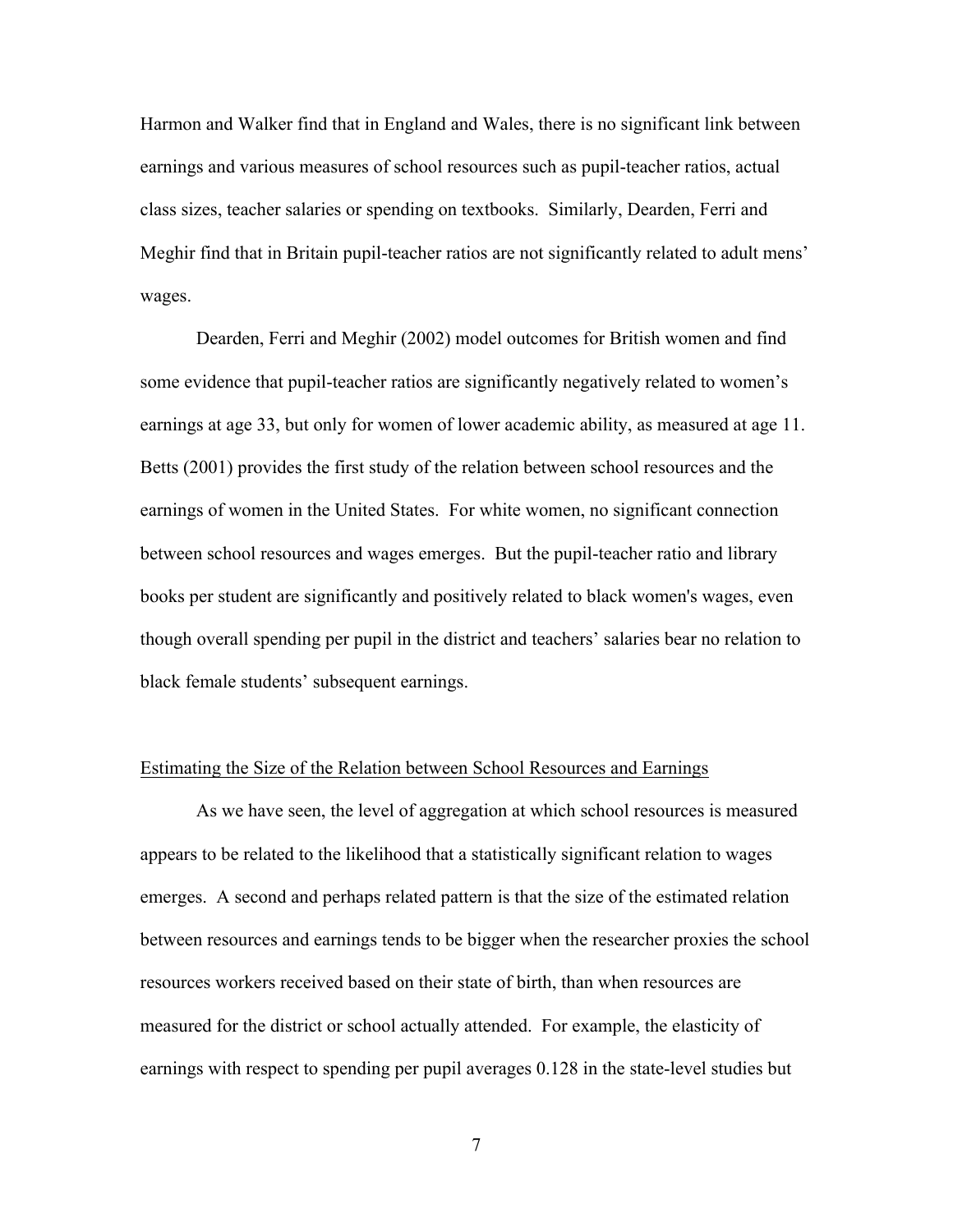Harmon and Walker find that in England and Wales, there is no significant link between earnings and various measures of school resources such as pupil-teacher ratios, actual class sizes, teacher salaries or spending on textbooks. Similarly, Dearden, Ferri and Meghir find that in Britain pupil-teacher ratios are not significantly related to adult mens' wages.

Dearden, Ferri and Meghir (2002) model outcomes for British women and find some evidence that pupil-teacher ratios are significantly negatively related to women's earnings at age 33, but only for women of lower academic ability, as measured at age 11. Betts (2001) provides the first study of the relation between school resources and the earnings of women in the United States. For white women, no significant connection between school resources and wages emerges. But the pupil-teacher ratio and library books per student are significantly and positively related to black women's wages, even though overall spending per pupil in the district and teachers' salaries bear no relation to black female students' subsequent earnings.

<u>Estimating the Size of the Relation between School Resources and Earnings</u>

As we have seen, the level of aggregation at which school resources is measured appears to be related to the likelihood that a statistically significant relation to wages emerges. A second and perhaps related pattern is that the size of the estimated relation between resources and earnings tends to be bigger when the researcher proxies the school resources workers received based on their state of birth, than when resources are measured for the district or school actually attended. For example, the elasticity of earnings with respect to spending per pupil averages 0.128 in the state-level studies but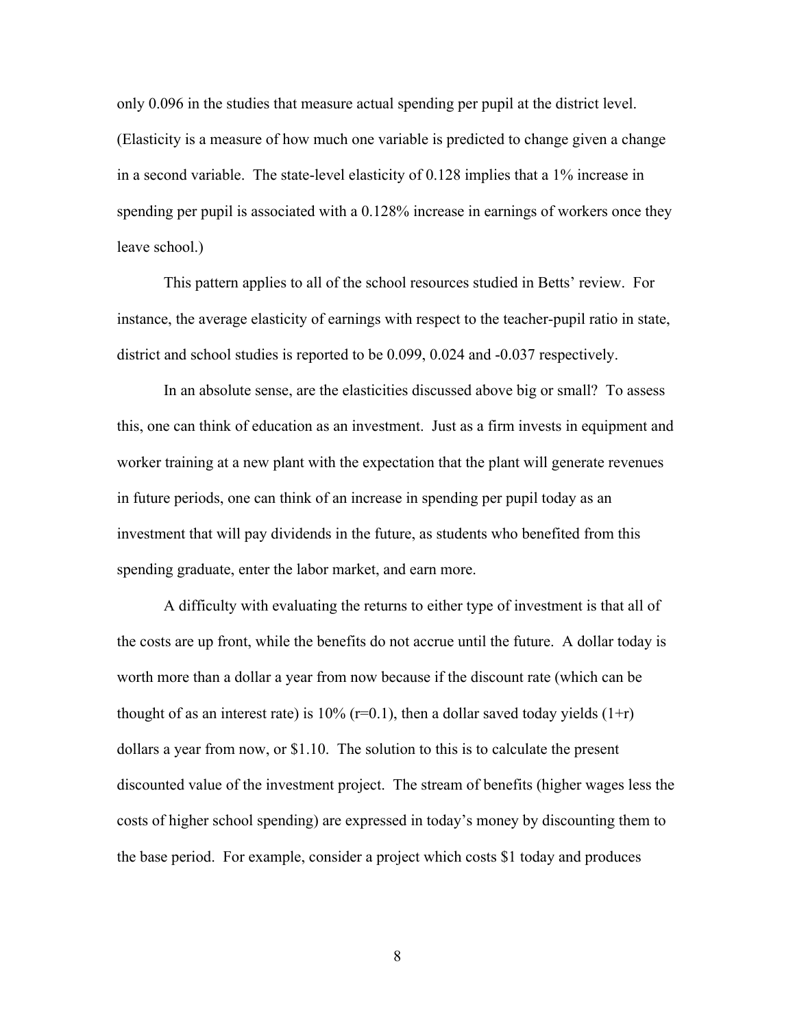only 0.096 in the studies that measure actual spending per pupil at the district level. (Elasticity is a measure of how much one variable is predicted to change given a change in a second variable. The state-level elasticity of 0.128 implies that a 1% increase in spending per pupil is associated with a 0.128% increase in earnings of workers once they leave school.)

This pattern applies to all of the school resources studied in Betts' review. For instance, the average elasticity of earnings with respect to the teacher-pupil ratio in state, district and school studies is reported to be 0.099, 0.024 and -0.037 respectively.

In an absolute sense, are the elasticities discussed above big or small? To assess this, one can think of education as an investment. Just as a firm invests in equipment and worker training at a new plant with the expectation that the plant will generate revenues in future periods, one can think of an increase in spending per pupil today as an investment that will pay dividends in the future, as students who benefited from this spending graduate, enter the labor market, and earn more.

A difficulty with evaluating the returns to either type of investment is that all of the costs are up front, while the benefits do not accrue until the future. A dollar today is worth more than a dollar a year from now because if the discount rate (which can be thought of as an interest rate) is 10% ($r=0.1$), then a dollar saved today yields $(1+r)$ dollars a year from now, or $1.10. The solution to this is to calculate the present discounted value of the investment project. The stream of benefits (higher wages less the costs of higher school spending) are expressed in today's money by discounting them to the base period. For example, consider a project which costs $1 today and produces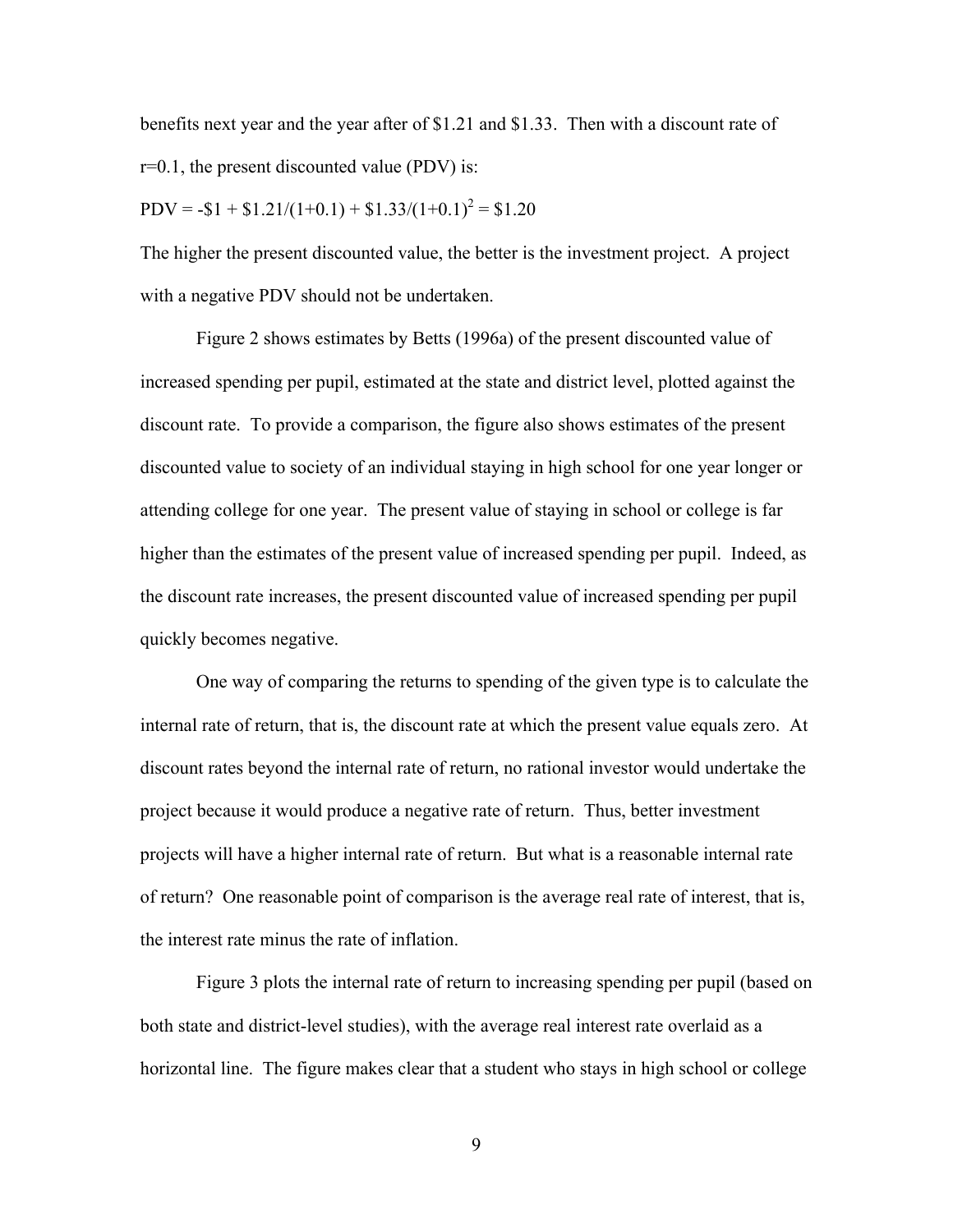benefits next year and the year after of $1.21 and $1.33. Then with a discount rate of r=0.1, the present discounted value (PDV) is:

$$\text{PDV} = -\$1 + \$1.21/(1+0.1) + \$1.33/(1+0.1)^2 = \$1.20$$

The higher the present discounted value, the better is the investment project. A project with a negative PDV should not be undertaken.

Figure 2 shows estimates by Betts (1996a) of the present discounted value of increased spending per pupil, estimated at the state and district level, plotted against the discount rate. To provide a comparison, the figure also shows estimates of the present discounted value to society of an individual staying in high school for one year longer or attending college for one year. The present value of staying in school or college is far higher than the estimates of the present value of increased spending per pupil. Indeed, as the discount rate increases, the present discounted value of increased spending per pupil quickly becomes negative.

One way of comparing the returns to spending of the given type is to calculate the internal rate of return, that is, the discount rate at which the present value equals zero. At discount rates beyond the internal rate of return, no rational investor would undertake the project because it would produce a negative rate of return. Thus, better investment projects will have a higher internal rate of return. But what is a reasonable internal rate of return? One reasonable point of comparison is the average real rate of interest, that is, the interest rate minus the rate of inflation.

Figure 3 plots the internal rate of return to increasing spending per pupil (based on both state and district-level studies), with the average real interest rate overlaid as a horizontal line. The figure makes clear that a student who stays in high school or college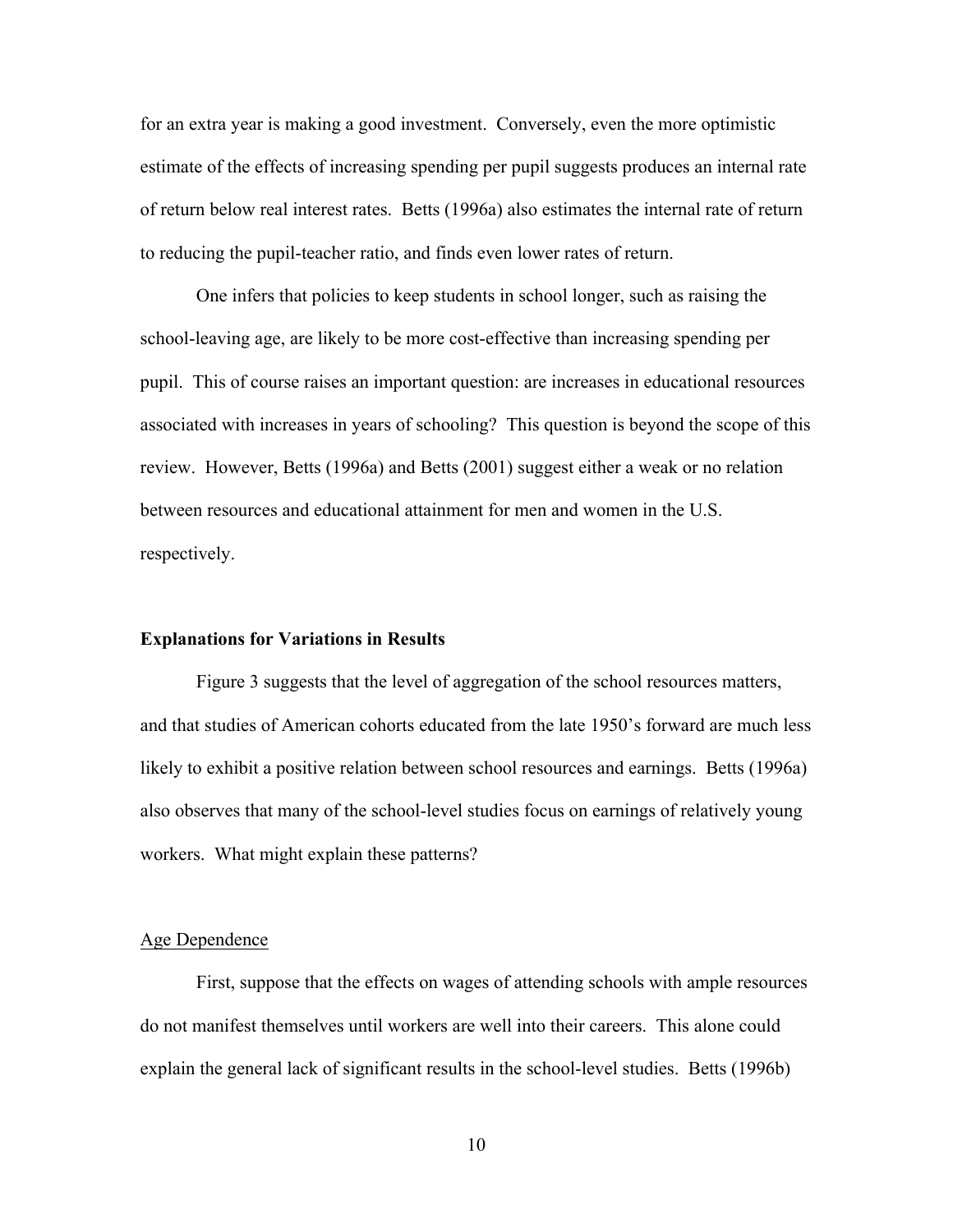for an extra year is making a good investment. Conversely, even the more optimistic estimate of the effects of increasing spending per pupil suggests produces an internal rate of return below real interest rates. Betts (1996a) also estimates the internal rate of return to reducing the pupil-teacher ratio, and finds even lower rates of return.

One infers that policies to keep students in school longer, such as raising the school-leaving age, are likely to be more cost-effective than increasing spending per pupil. This of course raises an important question: are increases in educational resources associated with increases in years of schooling? This question is beyond the scope of this review. However, Betts (1996a) and Betts (2001) suggest either a weak or no relation between resources and educational attainment for men and women in the U.S. respectively.

### Explanations for Variations in Results

Figure 3 suggests that the level of aggregation of the school resources matters, and that studies of American cohorts educated from the late 1950's forward are much less likely to exhibit a positive relation between school resources and earnings. Betts (1996a) also observes that many of the school-level studies focus on earnings of relatively young workers. What might explain these patterns?

#### Age Dependence

First, suppose that the effects on wages of attending schools with ample resources do not manifest themselves until workers are well into their careers. This alone could explain the general lack of significant results in the school-level studies. Betts (1996b)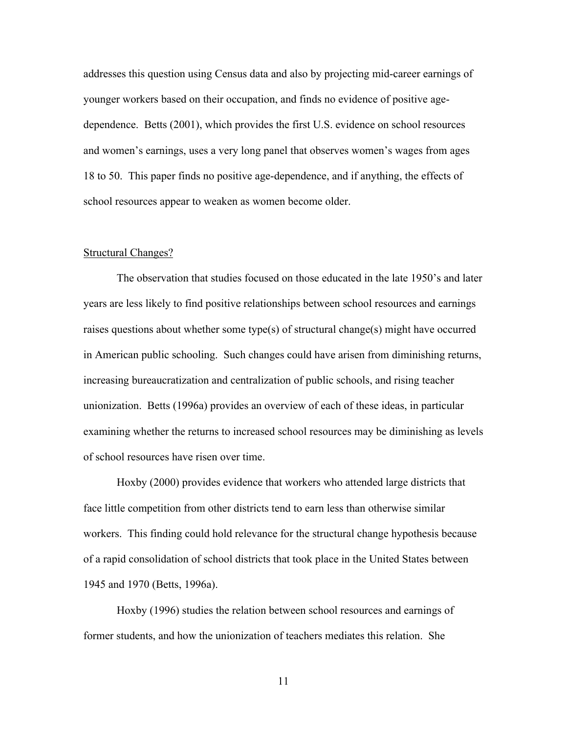addresses this question using Census data and also by projecting mid-career earnings of younger workers based on their occupation, and finds no evidence of positive age-dependence. Betts (2001), which provides the first U.S. evidence on school resources and women's earnings, uses a very long panel that observes women's wages from ages 18 to 50. This paper finds no positive age-dependence, and if anything, the effects of school resources appear to weaken as women become older.

<u>Structural Changes?</u>

The observation that studies focused on those educated in the late 1950's and later years are less likely to find positive relationships between school resources and earnings raises questions about whether some type(s) of structural change(s) might have occurred in American public schooling. Such changes could have arisen from diminishing returns, increasing bureaucratization and centralization of public schools, and rising teacher unionization. Betts (1996a) provides an overview of each of these ideas, in particular examining whether the returns to increased school resources may be diminishing as levels of school resources have risen over time.

Hoxby (2000) provides evidence that workers who attended large districts that face little competition from other districts tend to earn less than otherwise similar workers. This finding could hold relevance for the structural change hypothesis because of a rapid consolidation of school districts that took place in the United States between 1945 and 1970 (Betts, 1996a).

Hoxby (1996) studies the relation between school resources and earnings of former students, and how the unionization of teachers mediates this relation. She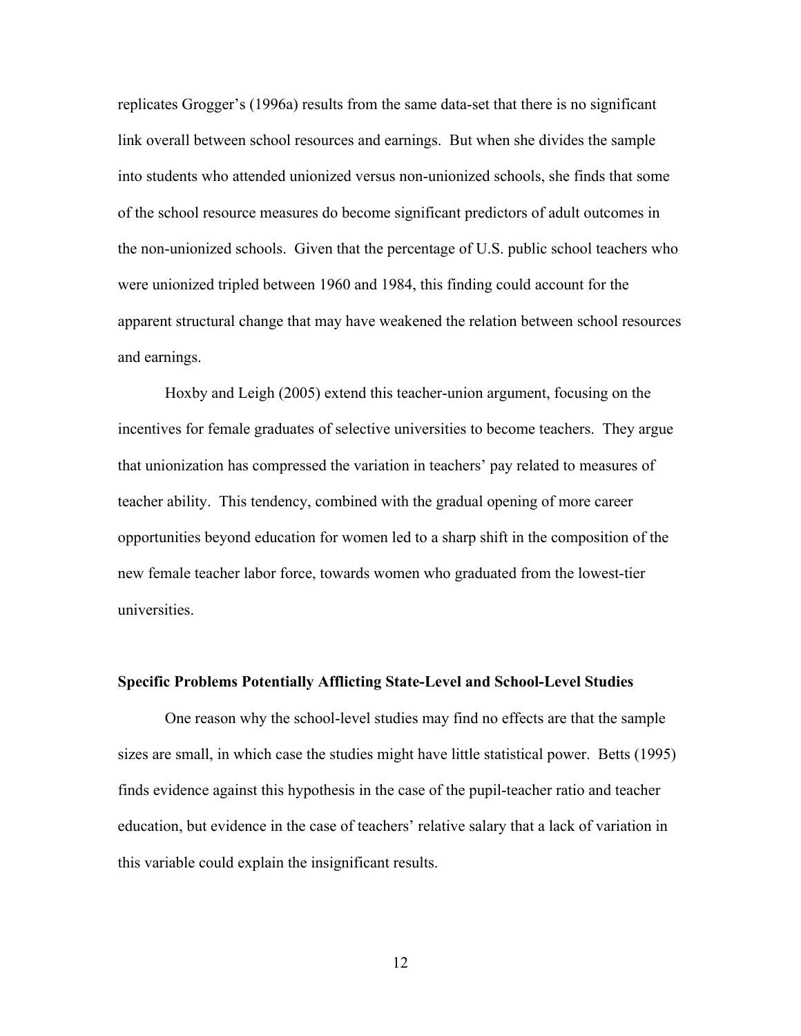replicates Grogger's (1996a) results from the same data-set that there is no significant link overall between school resources and earnings. But when she divides the sample into students who attended unionized versus non-unionized schools, she finds that some of the school resource measures do become significant predictors of adult outcomes in the non-unionized schools. Given that the percentage of U.S. public school teachers who were unionized tripled between 1960 and 1984, this finding could account for the apparent structural change that may have weakened the relation between school resources and earnings.

Hoxby and Leigh (2005) extend this teacher-union argument, focusing on the incentives for female graduates of selective universities to become teachers. They argue that unionization has compressed the variation in teachers' pay related to measures of teacher ability. This tendency, combined with the gradual opening of more career opportunities beyond education for women led to a sharp shift in the composition of the new female teacher labor force, towards women who graduated from the lowest-tier universities.

**Specific Problems Potentially Afflicting State-Level and School-Level Studies**

One reason why the school-level studies may find no effects are that the sample sizes are small, in which case the studies might have little statistical power. Betts (1995) finds evidence against this hypothesis in the case of the pupil-teacher ratio and teacher education, but evidence in the case of teachers' relative salary that a lack of variation in this variable could explain the insignificant results.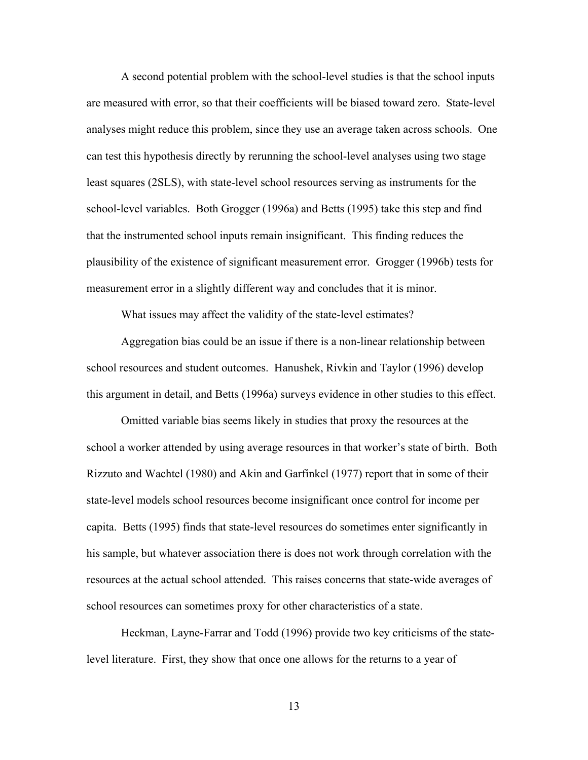A second potential problem with the school-level studies is that the school inputs are measured with error, so that their coefficients will be biased toward zero. State-level analyses might reduce this problem, since they use an average taken across schools. One can test this hypothesis directly by rerunning the school-level analyses using two stage least squares (2SLS), with state-level school resources serving as instruments for the school-level variables. Both Grogger (1996a) and Betts (1995) take this step and find that the instrumented school inputs remain insignificant. This finding reduces the plausibility of the existence of significant measurement error. Grogger (1996b) tests for measurement error in a slightly different way and concludes that it is minor.

What issues may affect the validity of the state-level estimates?

Aggregation bias could be an issue if there is a non-linear relationship between school resources and student outcomes. Hanushek, Rivkin and Taylor (1996) develop this argument in detail, and Betts (1996a) surveys evidence in other studies to this effect.

Omitted variable bias seems likely in studies that proxy the resources at the school a worker attended by using average resources in that worker's state of birth. Both Rizzuto and Wachtel (1980) and Akin and Garfinkel (1977) report that in some of their state-level models school resources become insignificant once control for income per capita. Betts (1995) finds that state-level resources do sometimes enter significantly in his sample, but whatever association there is does not work through correlation with the resources at the actual school attended. This raises concerns that state-wide averages of school resources can sometimes proxy for other characteristics of a state.

Heckman, Layne-Farrar and Todd (1996) provide two key criticisms of the state-level literature. First, they show that once one allows for the returns to a year of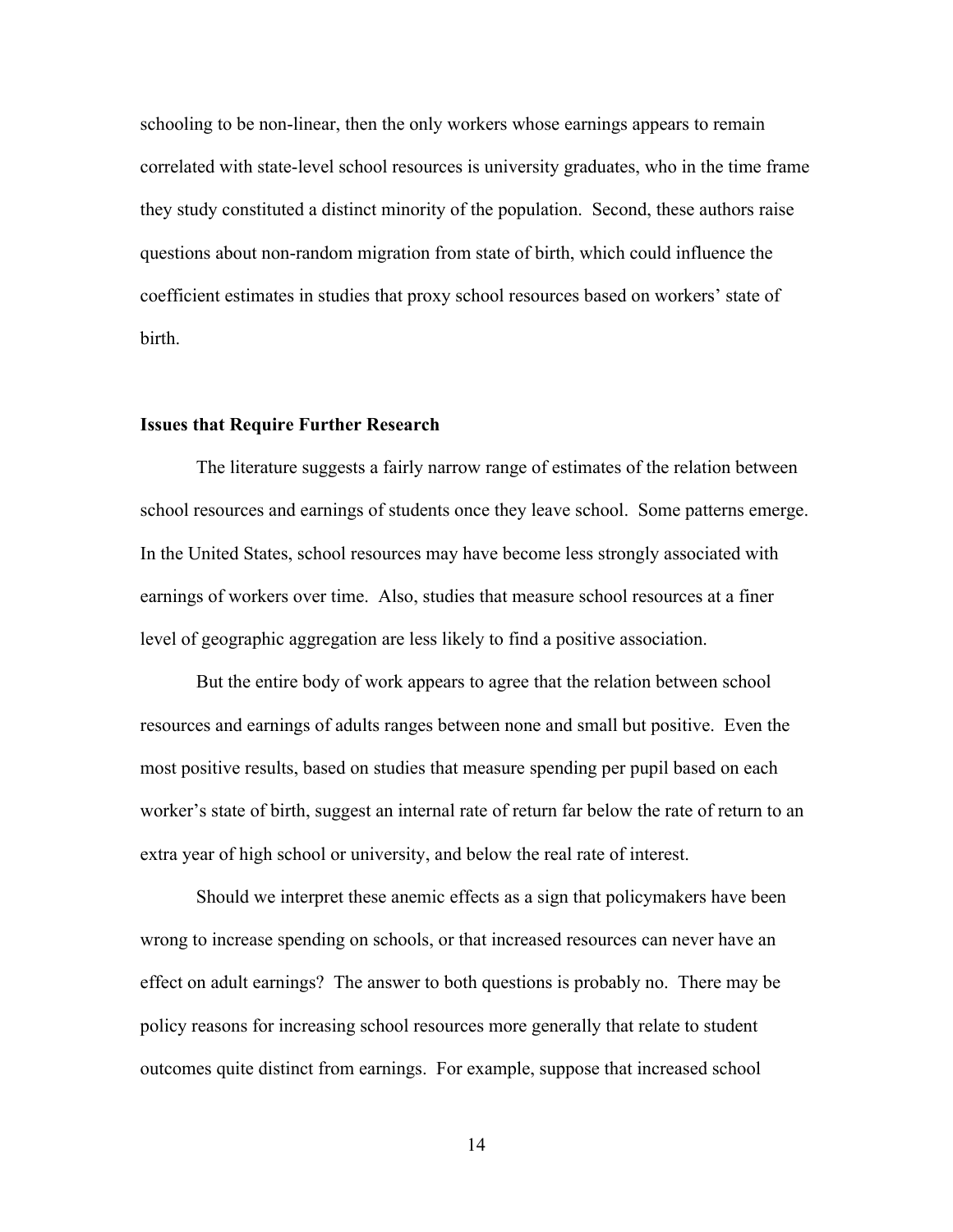schooling to be non-linear, then the only workers whose earnings appears to remain correlated with state-level school resources is university graduates, who in the time frame they study constituted a distinct minority of the population. Second, these authors raise questions about non-random migration from state of birth, which could influence the coefficient estimates in studies that proxy school resources based on workers' state of birth.

### Issues that Require Further Research

The literature suggests a fairly narrow range of estimates of the relation between school resources and earnings of students once they leave school. Some patterns emerge. In the United States, school resources may have become less strongly associated with earnings of workers over time. Also, studies that measure school resources at a finer level of geographic aggregation are less likely to find a positive association.

But the entire body of work appears to agree that the relation between school resources and earnings of adults ranges between none and small but positive. Even the most positive results, based on studies that measure spending per pupil based on each worker's state of birth, suggest an internal rate of return far below the rate of return to an extra year of high school or university, and below the real rate of interest.

Should we interpret these anemic effects as a sign that policymakers have been wrong to increase spending on schools, or that increased resources can never have an effect on adult earnings? The answer to both questions is probably no. There may be policy reasons for increasing school resources more generally that relate to student outcomes quite distinct from earnings. For example, suppose that increased school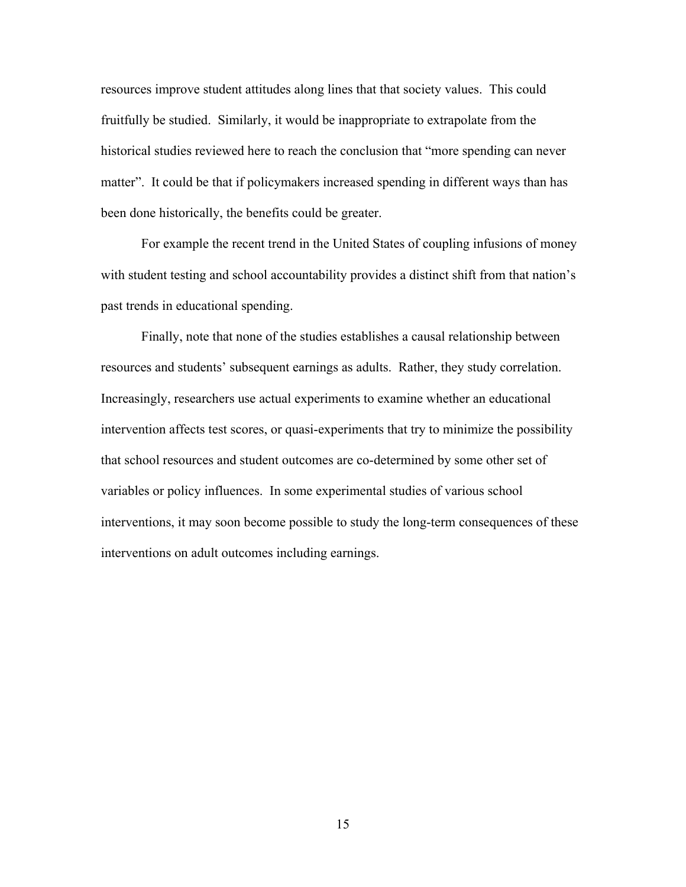resources improve student attitudes along lines that that society values. This could fruitfully be studied. Similarly, it would be inappropriate to extrapolate from the historical studies reviewed here to reach the conclusion that "more spending can never matter". It could be that if policymakers increased spending in different ways than has been done historically, the benefits could be greater.

For example the recent trend in the United States of coupling infusions of money with student testing and school accountability provides a distinct shift from that nation's past trends in educational spending.

Finally, note that none of the studies establishes a causal relationship between resources and students' subsequent earnings as adults. Rather, they study correlation. Increasingly, researchers use actual experiments to examine whether an educational intervention affects test scores, or quasi-experiments that try to minimize the possibility that school resources and student outcomes are co-determined by some other set of variables or policy influences. In some experimental studies of various school interventions, it may soon become possible to study the long-term consequences of these interventions on adult outcomes including earnings.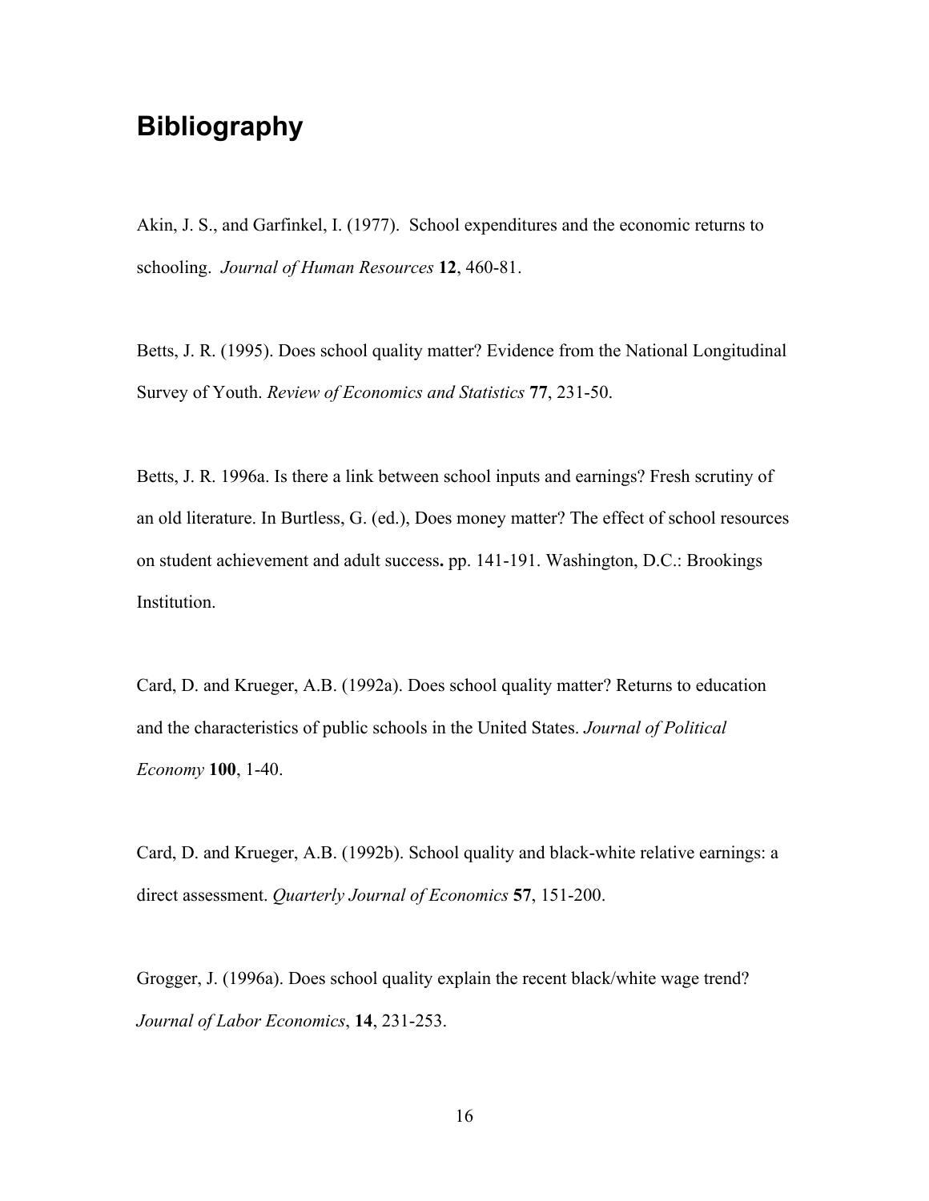# Bibliography

Akin, J. S., and Garfinkel, I. (1977). School expenditures and the economic returns to schooling. *Journal of Human Resources* **12**, 460-81.

Betts, J. R. (1995). Does school quality matter? Evidence from the National Longitudinal Survey of Youth. *Review of Economics and Statistics* **77**, 231-50.

Betts, J. R. 1996a. Is there a link between school inputs and earnings? Fresh scrutiny of an old literature. In Burtless, G. (ed.), Does money matter? The effect of school resources on student achievement and adult success**.** pp. 141-191. Washington, D.C.: Brookings Institution.

Card, D. and Krueger, A.B. (1992a). Does school quality matter? Returns to education and the characteristics of public schools in the United States. *Journal of Political Economy* **100**, 1-40.

Card, D. and Krueger, A.B. (1992b). School quality and black-white relative earnings: a direct assessment. *Quarterly Journal of Economics* **57**, 151-200.

Grogger, J. (1996a). Does school quality explain the recent black/white wage trend? *Journal of Labor Economics*, **14**, 231-253.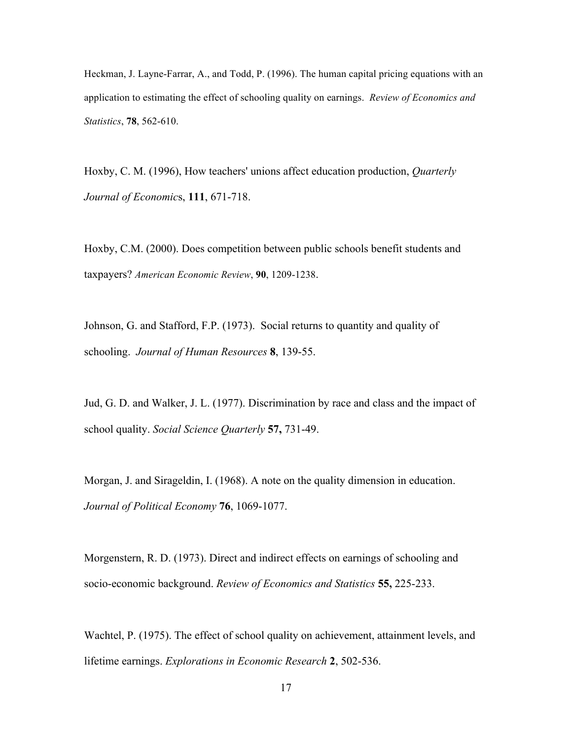Heckman, J. Layne-Farrar, A., and Todd, P. (1996). The human capital pricing equations with an application to estimating the effect of schooling quality on earnings. *Review of Economics and Statistics*, **78**, 562-610.

Hoxby, C. M. (1996), How teachers' unions affect education production, *Quarterly Journal of Economic*s, **111**, 671-718.

Hoxby, C.M. (2000). Does competition between public schools benefit students and taxpayers? *American Economic Review*, **90**, 1209-1238.

Johnson, G. and Stafford, F.P. (1973). Social returns to quantity and quality of schooling. *Journal of Human Resources* **8**, 139-55.

Jud, G. D. and Walker, J. L. (1977). Discrimination by race and class and the impact of school quality. *Social Science Quarterly* **57,** 731-49.

Morgan, J. and Sirageldin, I. (1968). A note on the quality dimension in education. *Journal of Political Economy* **76**, 1069-1077.

Morgenstern, R. D. (1973). Direct and indirect effects on earnings of schooling and socio-economic background. *Review of Economics and Statistics* **55,** 225-233.

Wachtel, P. (1975). The effect of school quality on achievement, attainment levels, and lifetime earnings. *Explorations in Economic Research* **2**, 502-536.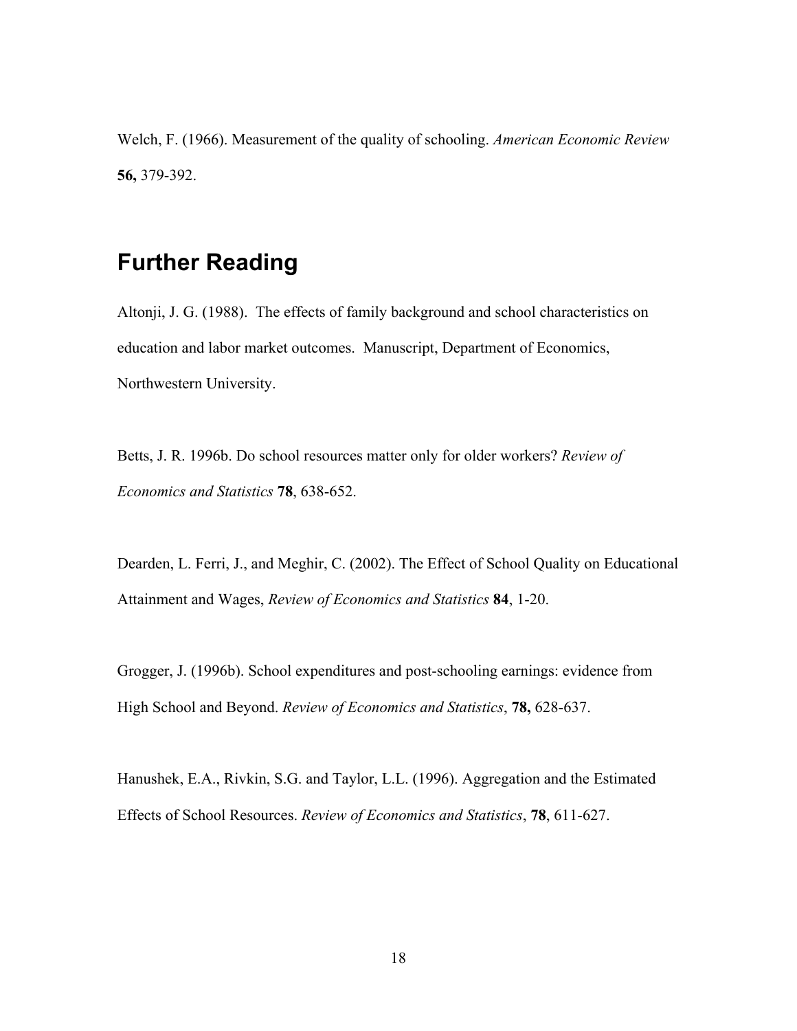Welch, F. (1966). Measurement of the quality of schooling. *American Economic Review* **56,** 379-392.

## Further Reading

Altonji, J. G. (1988). The effects of family background and school characteristics on education and labor market outcomes. Manuscript, Department of Economics, Northwestern University.

Betts, J. R. 1996b. Do school resources matter only for older workers? *Review of Economics and Statistics* **78**, 638-652.

Dearden, L. Ferri, J., and Meghir, C. (2002). The Effect of School Quality on Educational Attainment and Wages, *Review of Economics and Statistics* **84**, 1-20.

Grogger, J. (1996b). School expenditures and post-schooling earnings: evidence from High School and Beyond. *Review of Economics and Statistics*, **78,** 628-637.

Hanushek, E.A., Rivkin, S.G. and Taylor, L.L. (1996). Aggregation and the Estimated Effects of School Resources. *Review of Economics and Statistics*, **78**, 611-627.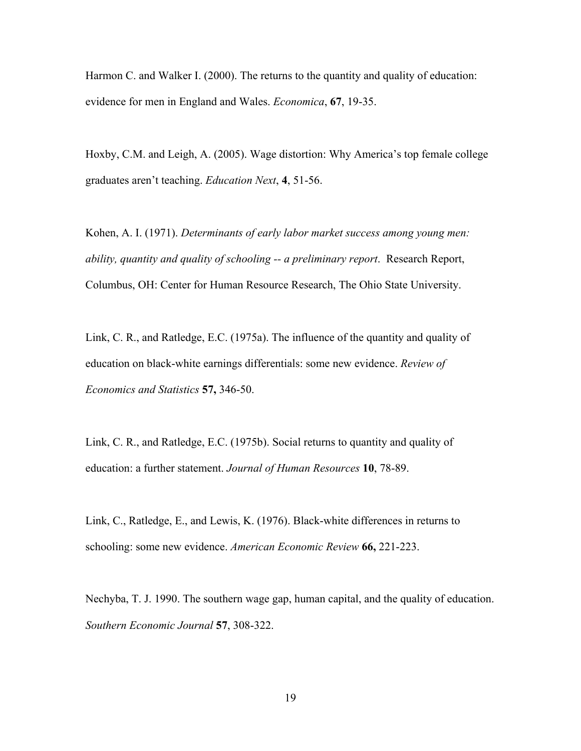Harmon C. and Walker I. (2000). The returns to the quantity and quality of education: evidence for men in England and Wales. *Economica*, **67**, 19-35.

Hoxby, C.M. and Leigh, A. (2005). Wage distortion: Why America's top female college graduates aren't teaching. *Education Next*, **4**, 51-56.

Kohen, A. I. (1971). *Determinants of early labor market success among young men: ability, quantity and quality of schooling -- a preliminary report*. Research Report, Columbus, OH: Center for Human Resource Research, The Ohio State University.

Link, C. R., and Ratledge, E.C. (1975a). The influence of the quantity and quality of education on black-white earnings differentials: some new evidence. *Review of Economics and Statistics* **57,** 346-50.

Link, C. R., and Ratledge, E.C. (1975b). Social returns to quantity and quality of education: a further statement. *Journal of Human Resources* **10**, 78-89.

Link, C., Ratledge, E., and Lewis, K. (1976). Black-white differences in returns to schooling: some new evidence. *American Economic Review* **66,** 221-223.

Nechyba, T. J. 1990. The southern wage gap, human capital, and the quality of education. *Southern Economic Journal* **57**, 308-322.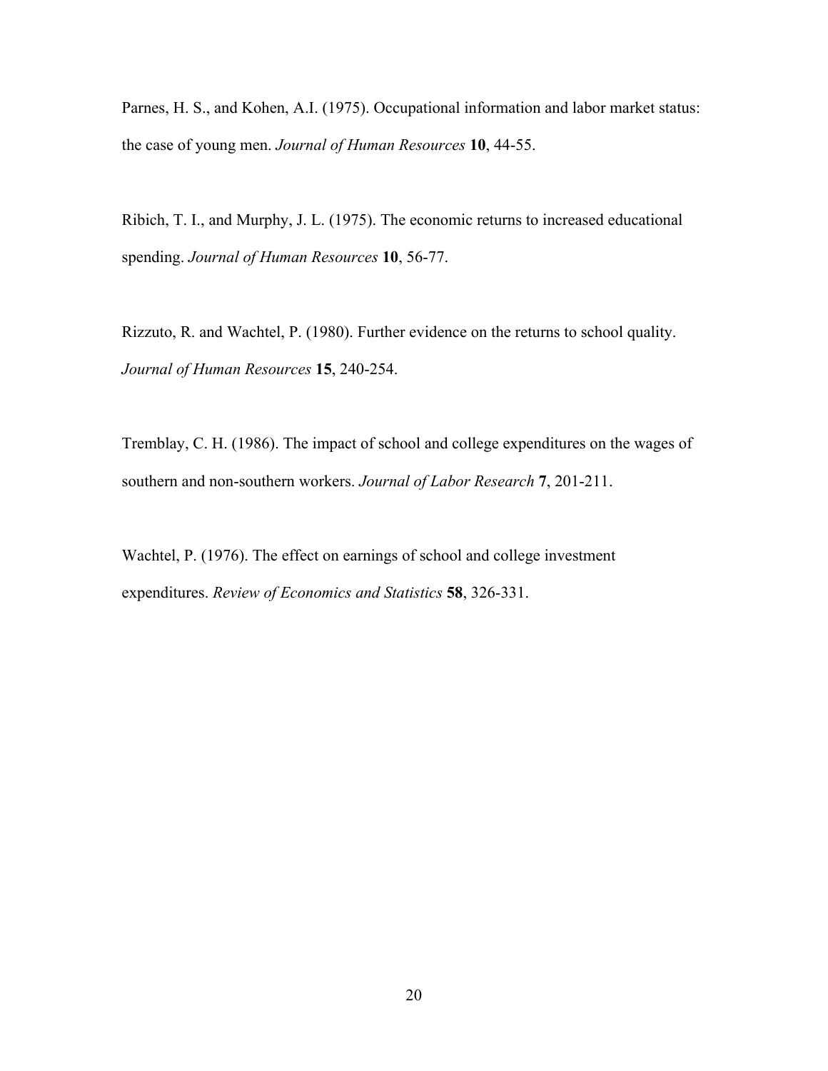Parnes, H. S., and Kohen, A.I. (1975). Occupational information and labor market status: the case of young men. *Journal of Human Resources* **10**, 44-55.

Ribich, T. I., and Murphy, J. L. (1975). The economic returns to increased educational spending. *Journal of Human Resources* **10**, 56-77.

Rizzuto, R. and Wachtel, P. (1980). Further evidence on the returns to school quality. *Journal of Human Resources* **15**, 240-254.

Tremblay, C. H. (1986). The impact of school and college expenditures on the wages of southern and non-southern workers. *Journal of Labor Research* **7**, 201-211.

Wachtel, P. (1976). The effect on earnings of school and college investment expenditures. *Review of Economics and Statistics* **58**, 326-331.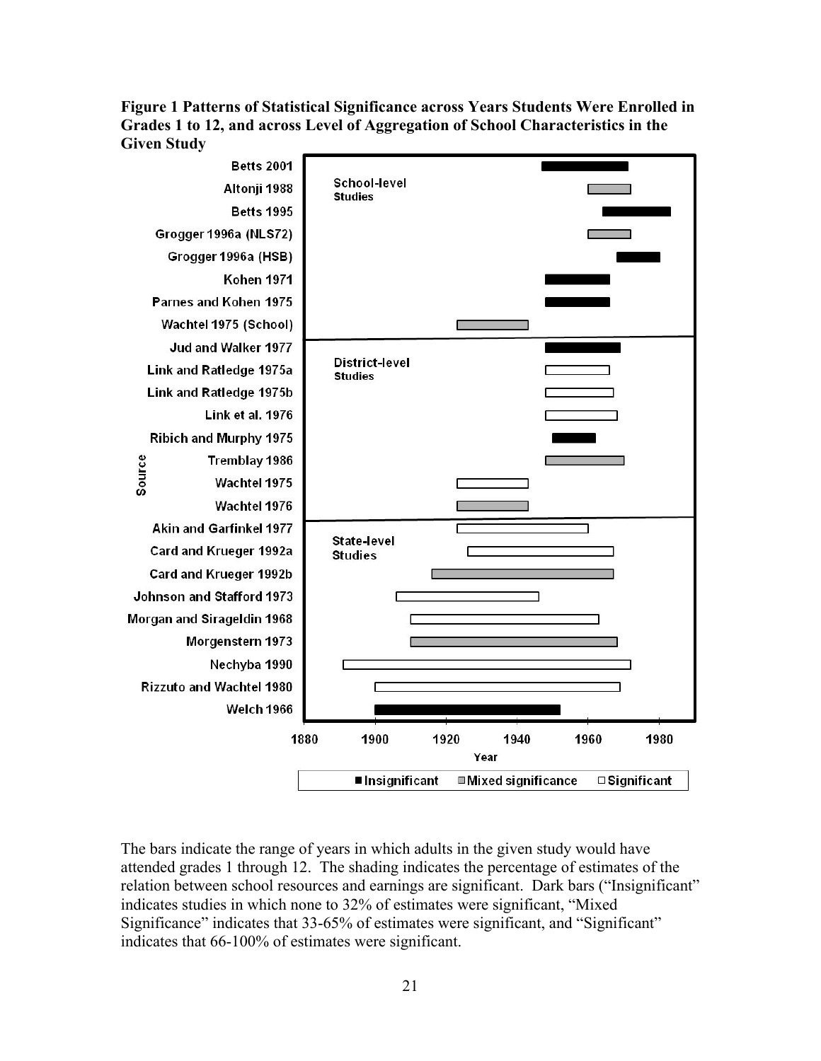**Figure 1 Patterns of Statistical Significance across Years Students Were Enrolled in Grades 1 to 12, and across Level of Aggregation of School Characteristics in the Given Study**

The bars indicate the range of years in which adults in the given study would have attended grades 1 through 12. The shading indicates the percentage of estimates of the relation between school resources and earnings are significant. Dark bars ("Insignificant" indicates studies in which none to 32% of estimates were significant, "Mixed Significance" indicates that 33-65% of estimates were significant, and "Significant" indicates that 66-100% of estimates were significant.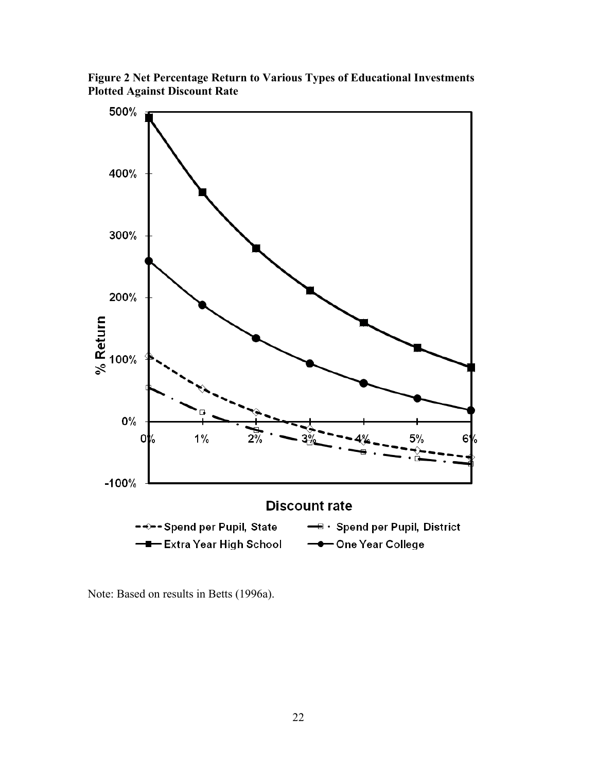**Figure 2 Net Percentage Return to Various Types of Educational Investments Plotted Against Discount Rate**

Note: Based on results in Betts (1996a).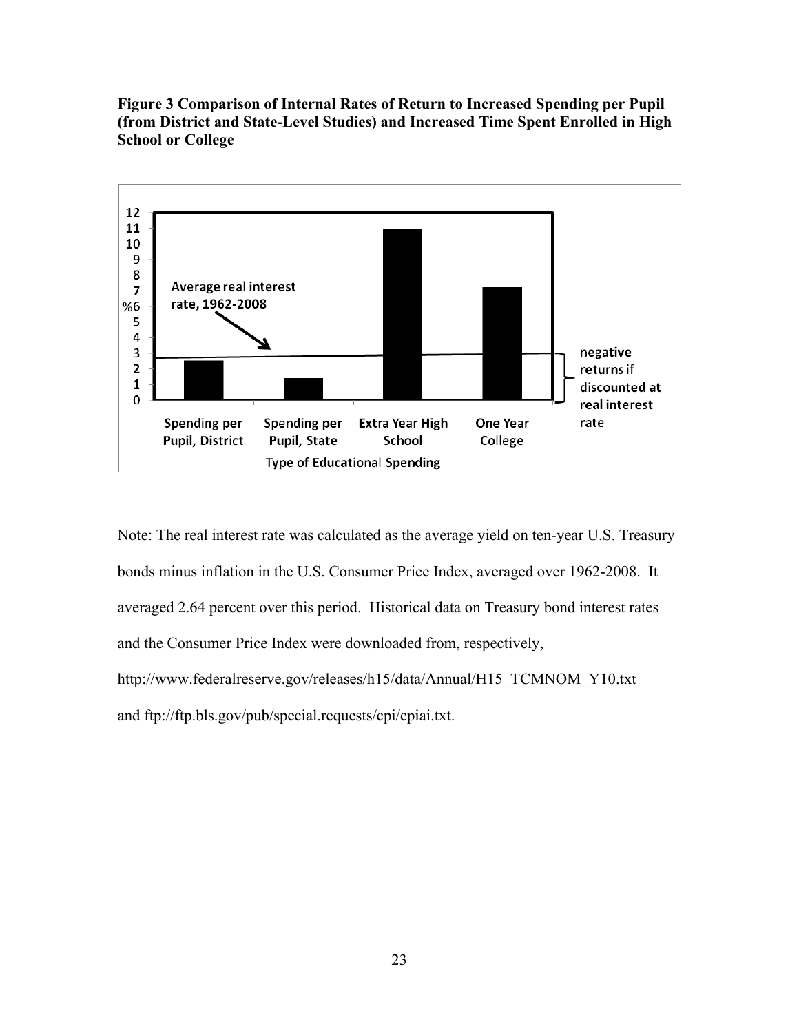**Figure 3 Comparison of Internal Rates of Return to Increased Spending per Pupil (from District and State-Level Studies) and Increased Time Spent Enrolled in High School or College**

Note: The real interest rate was calculated as the average yield on ten-year U.S. Treasury bonds minus inflation in the U.S. Consumer Price Index, averaged over 1962-2008. It averaged 2.64 percent over this period. Historical data on Treasury bond interest rates and the Consumer Price Index were downloaded from, respectively, http://www.federalreserve.gov/releases/h15/data/Annual/H15_TCMNOM_Y10.txt and ftp://ftp.bls.gov/pub/special.requests/cpi/cpiai.txt.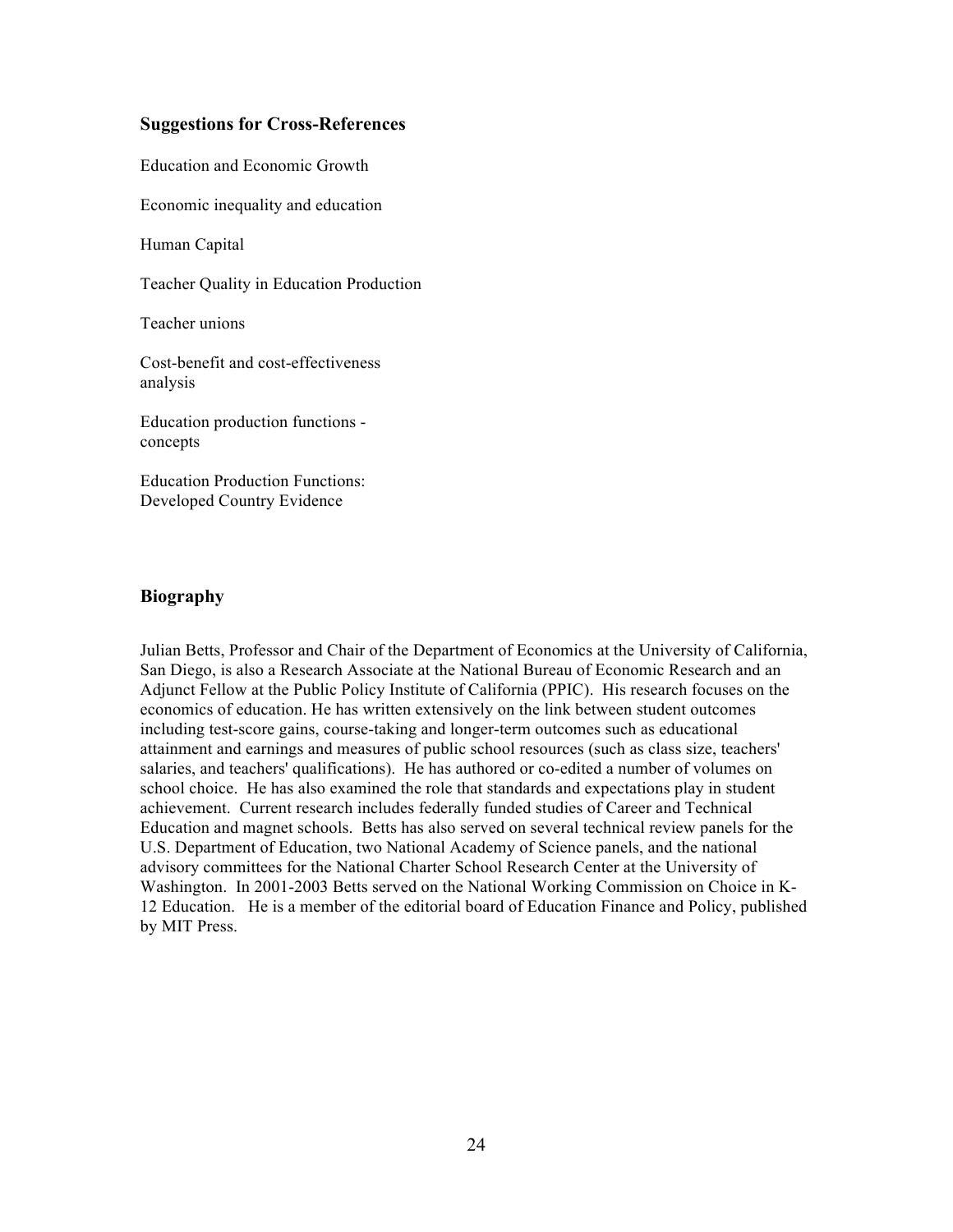## Suggestions for Cross-References

Education and Economic Growth

Economic inequality and education

Human Capital

Teacher Quality in Education Production

Teacher unions

Cost-benefit and cost-effectiveness analysis

Education production functions - concepts

Education Production Functions: Developed Country Evidence

## Biography

Julian Betts, Professor and Chair of the Department of Economics at the University of California, San Diego, is also a Research Associate at the National Bureau of Economic Research and an Adjunct Fellow at the Public Policy Institute of California (PPIC). His research focuses on the economics of education. He has written extensively on the link between student outcomes including test-score gains, course-taking and longer-term outcomes such as educational attainment and earnings and measures of public school resources (such as class size, teachers' salaries, and teachers' qualifications). He has authored or co-edited a number of volumes on school choice. He has also examined the role that standards and expectations play in student achievement. Current research includes federally funded studies of Career and Technical Education and magnet schools. Betts has also served on several technical review panels for the U.S. Department of Education, two National Academy of Science panels, and the national advisory committees for the National Charter School Research Center at the University of Washington. In 2001-2003 Betts served on the National Working Commission on Choice in K-12 Education. He is a member of the editorial board of Education Finance and Policy, published by MIT Press.